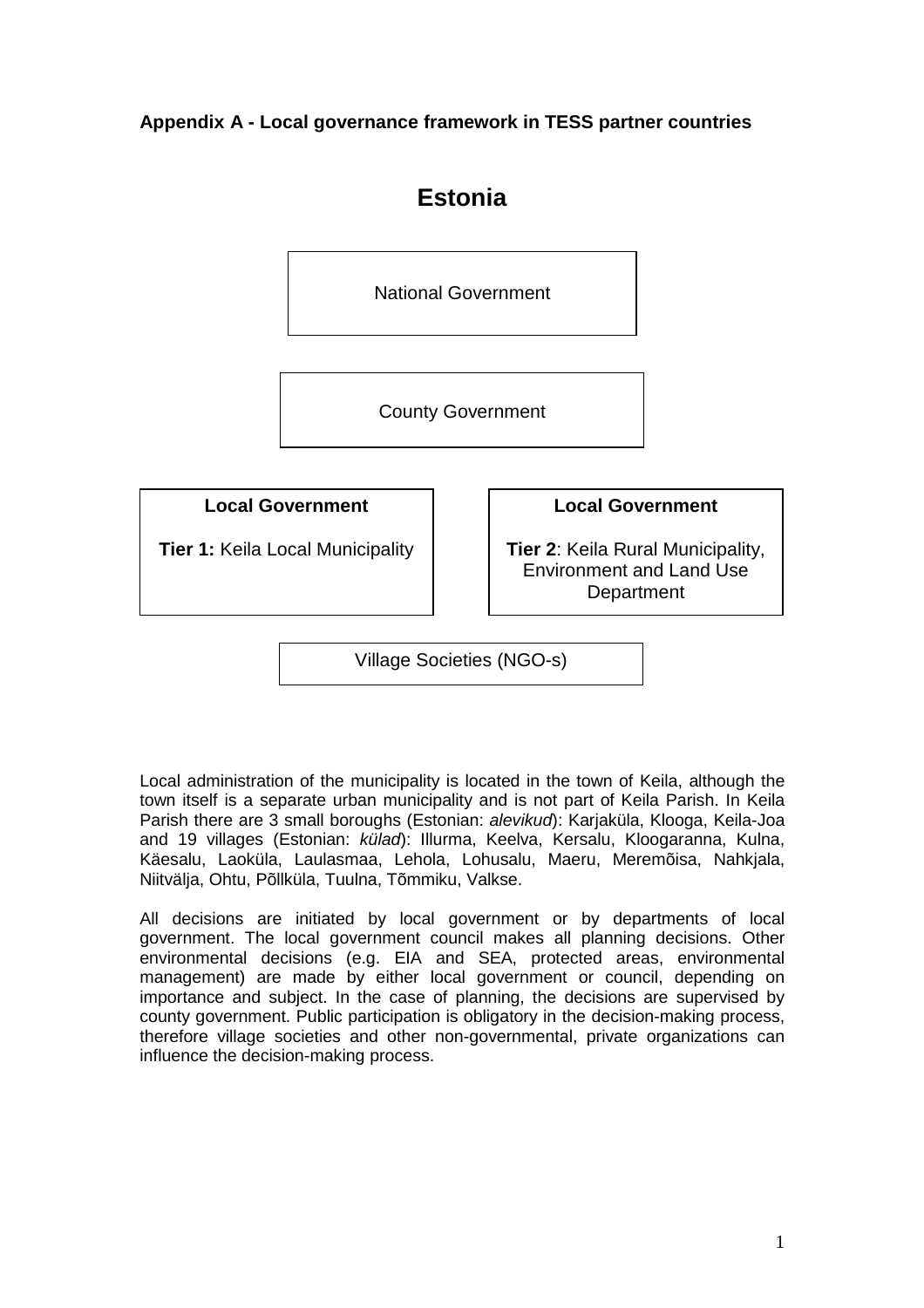**Appendix A - Local governance framework in TESS partner countries**

# Estonia

National Government

County Government

**Local Government**

**Tier 1:** Keila Local Municipality

**Local Government**

**Tier 2**: Keila Rural Municipality, Environment and Land Use Department

Village Societies (NGO-s)

Local administration of the municipality is located in the town of Keila, although the town itself is a separate urban municipality and is not part of Keila Parish. In Keila Parish there are 3 small boroughs (Estonian: *alevikud*): Karjaküla, Klooga, Keila-Joa and 19 villages (Estonian: *külad*): Illurma, Keelva, Kersalu, Kloogaranna, Kulna, Käesalu, Laoküla, Laulasmaa, Lehola, Lohusalu, Maeru, Meremõisa, Nahkjala, Niitvälja, Ohtu, Põllküla, Tuulna, Tõmmiku, Valkse.

All decisions are initiated by local government or by departments of local government. The local government council makes all planning decisions. Other environmental decisions (e.g. EIA and SEA, protected areas, environmental management) are made by either local government or council, depending on importance and subject. In the case of planning, the decisions are supervised by county government. Public participation is obligatory in the decision-making process, therefore village societies and other non-governmental, private organizations can influence the decision-making process.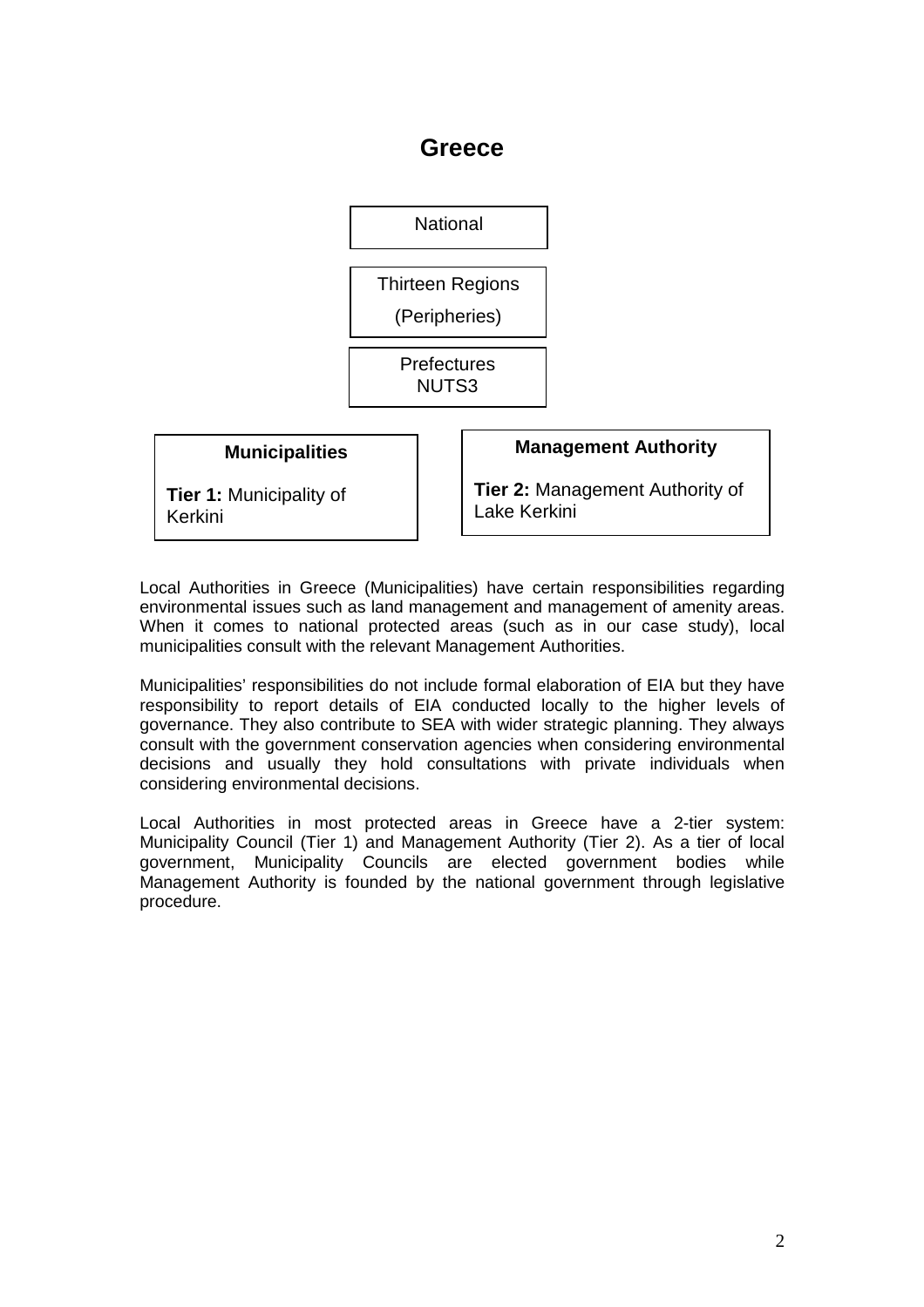# Greece

National

Thirteen Regions

(Peripheries)

Prefectures
NUTS3

**Municipalities**

**Tier 1:** Municipality of Kerkini

**Management Authority**

**Tier 2:** Management Authority of Lake Kerkini

Local Authorities in Greece (Municipalities) have certain responsibilities regarding environmental issues such as land management and management of amenity areas. When it comes to national protected areas (such as in our case study), local municipalities consult with the relevant Management Authorities.

Municipalities' responsibilities do not include formal elaboration of EIA but they have responsibility to report details of EIA conducted locally to the higher levels of governance. They also contribute to SEA with wider strategic planning. They always consult with the government conservation agencies when considering environmental decisions and usually they hold consultations with private individuals when considering environmental decisions.

Local Authorities in most protected areas in Greece have a 2-tier system: Municipality Council (Tier 1) and Management Authority (Tier 2). As a tier of local government, Municipality Councils are elected government bodies while Management Authority is founded by the national government through legislative procedure.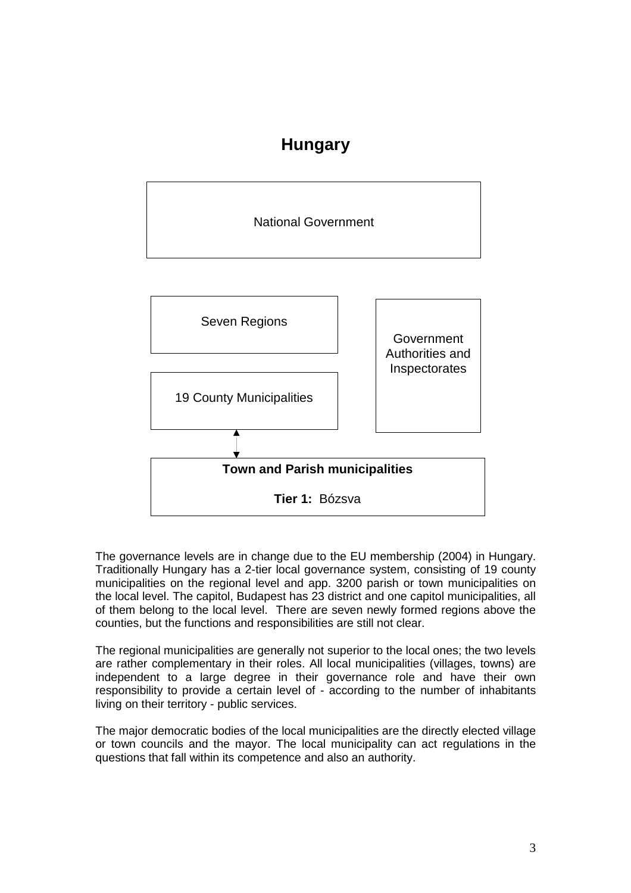# Hungary

National Government

Seven Regions

19 County Municipalities

Government Authorities and Inspectorates

**Town and Parish municipalities**

**Tier 1:** Bózsva

The governance levels are in change due to the EU membership (2004) in Hungary. Traditionally Hungary has a 2-tier local governance system, consisting of 19 county municipalities on the regional level and app. 3200 parish or town municipalities on the local level. The capitol, Budapest has 23 district and one capitol municipalities, all of them belong to the local level. There are seven newly formed regions above the counties, but the functions and responsibilities are still not clear.

The regional municipalities are generally not superior to the local ones; the two levels are rather complementary in their roles. All local municipalities (villages, towns) are independent to a large degree in their governance role and have their own responsibility to provide a certain level of - according to the number of inhabitants living on their territory - public services.

The major democratic bodies of the local municipalities are the directly elected village or town councils and the mayor. The local municipality can act regulations in the questions that fall within its competence and also an authority.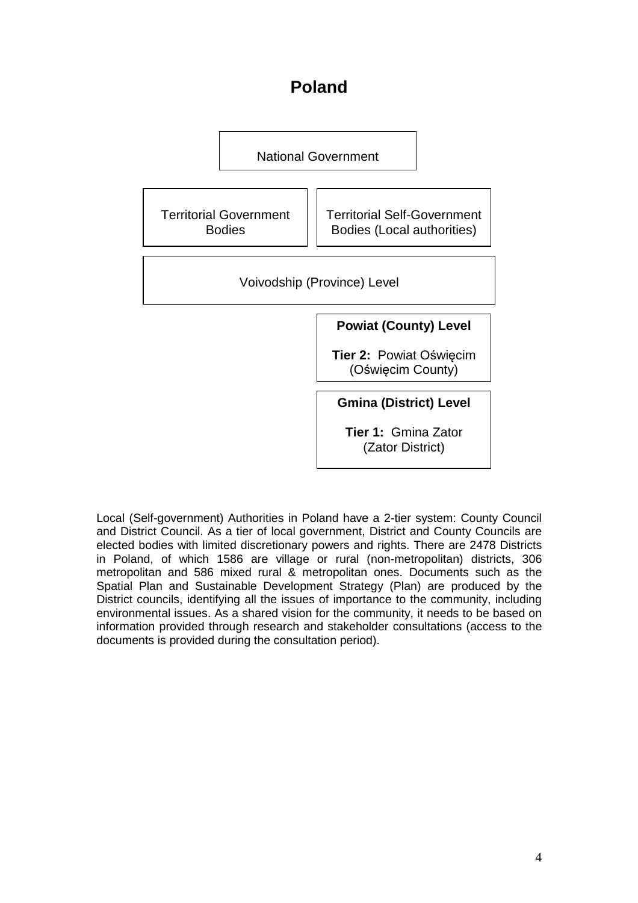# Poland

National Government

Territorial Government Bodies

Territorial Self-Government Bodies (Local authorities)

Voivodship (Province) Level

**Powiat (County) Level**

**Tier 2:** Powiat Oświęcim (Oświęcim County)

**Gmina (District) Level**

**Tier 1:** Gmina Zator (Zator District)

Local (Self-government) Authorities in Poland have a 2-tier system: County Council and District Council. As a tier of local government, District and County Councils are elected bodies with limited discretionary powers and rights. There are 2478 Districts in Poland, of which 1586 are village or rural (non-metropolitan) districts, 306 metropolitan and 586 mixed rural & metropolitan ones. Documents such as the Spatial Plan and Sustainable Development Strategy (Plan) are produced by the District councils, identifying all the issues of importance to the community, including environmental issues. As a shared vision for the community, it needs to be based on information provided through research and stakeholder consultations (access to the documents is provided during the consultation period).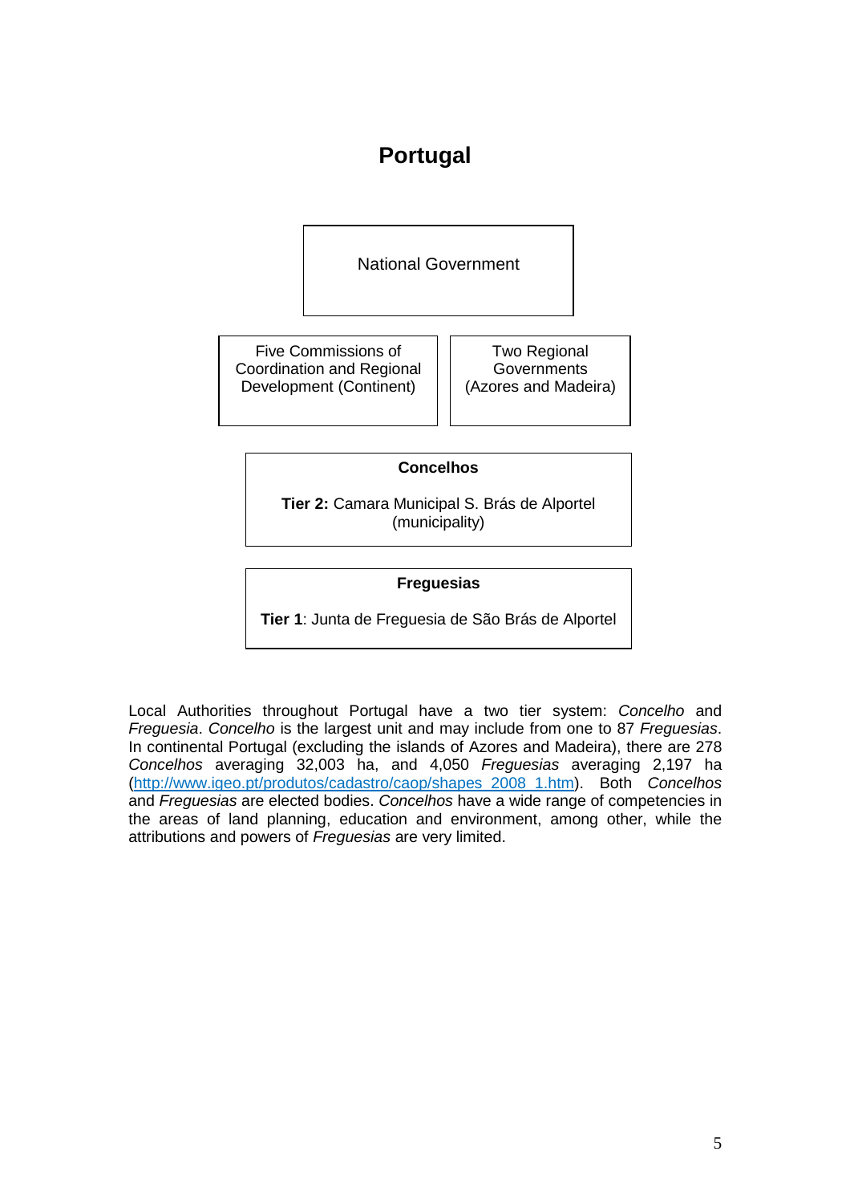# Portugal

National Government

Five Commissions of Coordination and Regional Development (Continent)

Two Regional Governments (Azores and Madeira)

**Concelhos**

**Tier 2:** Camara Municipal S. Brás de Alportel (municipality)

**Freguesias**

**Tier 1**: Junta de Freguesia de São Brás de Alportel

Local Authorities throughout Portugal have a two tier system: *Concelho* and *Freguesia*. *Concelho* is the largest unit and may include from one to 87 *Freguesias*. In continental Portugal (excluding the islands of Azores and Madeira), there are 278 *Concelhos* averaging 32,003 ha, and 4,050 *Freguesias* averaging 2,197 ha ([http://www.igeo.pt/produtos/cadastro/caop/shapes_2008_1.htm](http://www.igeo.pt/produtos/cadastro/caop/shapes_2008_1.htm)). Both *Concelhos* and *Freguesias* are elected bodies. *Concelhos* have a wide range of competencies in the areas of land planning, education and environment, among other, while the attributions and powers of *Freguesias* are very limited.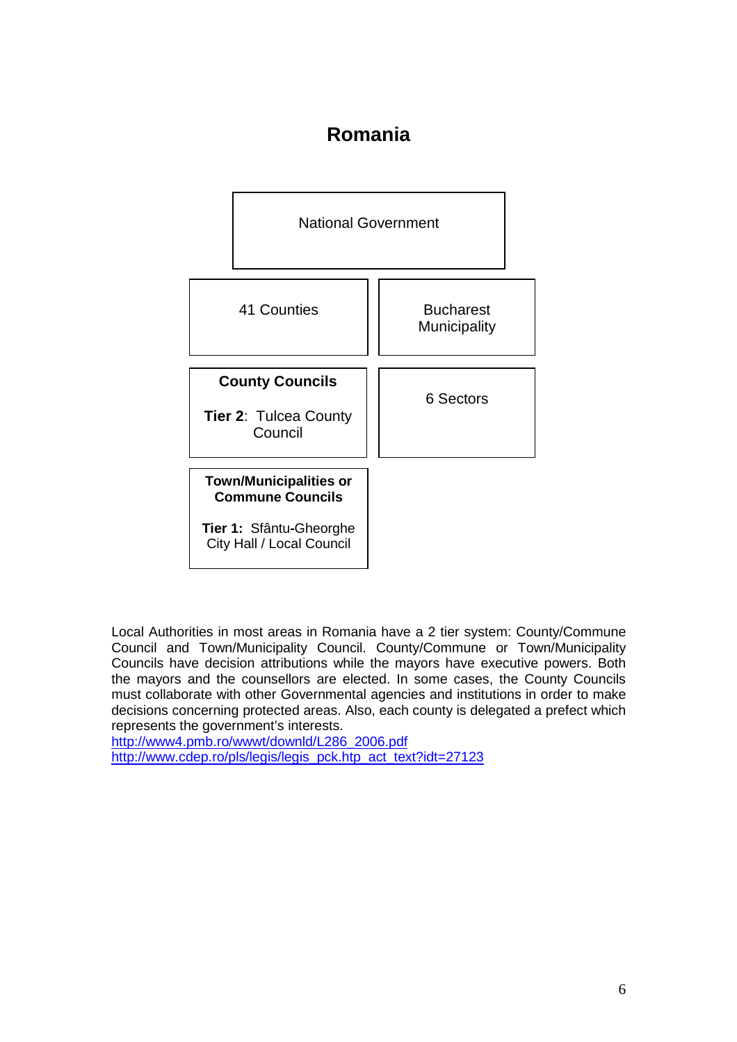# Romania

| National Government | |
|---|---|
| 41 Counties | Bucharest Municipality |
| **County Councils**<br><br>**Tier 2**: Tulcea County Council | 6 Sectors |
| **Town/Municipalities or Commune Councils**<br><br>**Tier 1:** Sfântu-Gheorghe City Hall / Local Council | |

Local Authorities in most areas in Romania have a 2 tier system: County/Commune Council and Town/Municipality Council. County/Commune or Town/Municipality Councils have decision attributions while the mayors have executive powers. Both the mayors and the counsellors are elected. In some cases, the County Councils must collaborate with other Governmental agencies and institutions in order to make decisions concerning protected areas. Also, each county is delegated a prefect which represents the government's interests.

http://www4.pmb.ro/wwwt/downld/L286_2006.pdf
http://www.cdep.ro/pls/legis/legis_pck.htp_act_text?idt=27123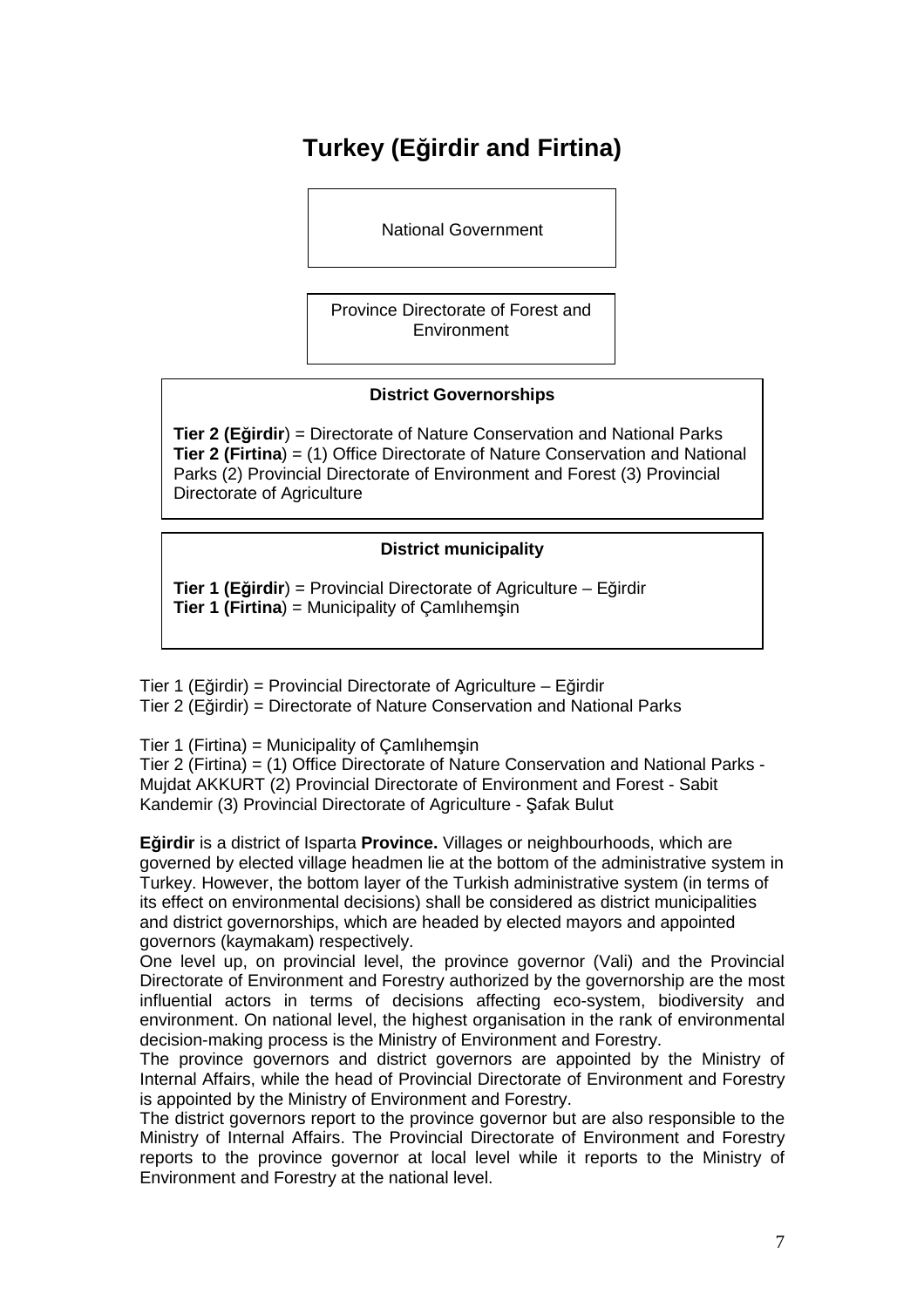# Turkey (Eğirdir and Firtina)

National Government

Province Directorate of Forest and Environment

**District Governorships**

**Tier 2 (Eğirdir**) = Directorate of Nature Conservation and National Parks
**Tier 2 (Firtina**) = (1) Office Directorate of Nature Conservation and National Parks (2) Provincial Directorate of Environment and Forest (3) Provincial Directorate of Agriculture

**District municipality**

**Tier 1 (Eğirdir**) = Provincial Directorate of Agriculture – Eğirdir
**Tier 1 (Firtina**) = Municipality of Çamlıhemşin

Tier 1 (Eğirdir) = Provincial Directorate of Agriculture – Eğirdir
Tier 2 (Eğirdir) = Directorate of Nature Conservation and National Parks

Tier 1 (Firtina) = Municipality of Çamlıhemşin
Tier 2 (Firtina) = (1) Office Directorate of Nature Conservation and National Parks - Mujdat AKKURT (2) Provincial Directorate of Environment and Forest - Sabit Kandemir (3) Provincial Directorate of Agriculture - Şafak Bulut

**Eğirdir** is a district of Isparta **Province.** Villages or neighbourhoods, which are governed by elected village headmen lie at the bottom of the administrative system in Turkey. However, the bottom layer of the Turkish administrative system (in terms of its effect on environmental decisions) shall be considered as district municipalities and district governorships, which are headed by elected mayors and appointed governors (kaymakam) respectively.
One level up, on provincial level, the province governor (Vali) and the Provincial Directorate of Environment and Forestry authorized by the governorship are the most influential actors in terms of decisions affecting eco-system, biodiversity and environment. On national level, the highest organisation in the rank of environmental decision-making process is the Ministry of Environment and Forestry.
The province governors and district governors are appointed by the Ministry of Internal Affairs, while the head of Provincial Directorate of Environment and Forestry is appointed by the Ministry of Environment and Forestry.
The district governors report to the province governor but are also responsible to the Ministry of Internal Affairs. The Provincial Directorate of Environment and Forestry reports to the province governor at local level while it reports to the Ministry of Environment and Forestry at the national level.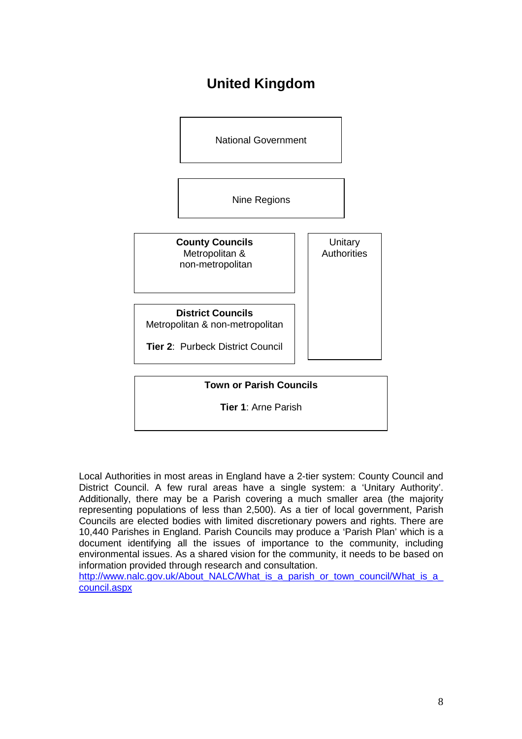# United Kingdom

National Government

Nine Regions

**County Councils**
Metropolitan &
non-metropolitan

Unitary
Authorities

**District Councils**
Metropolitan & non-metropolitan

**Tier 2**: Purbeck District Council

**Town or Parish Councils**

**Tier 1**: Arne Parish

Local Authorities in most areas in England have a 2-tier system: County Council and District Council. A few rural areas have a single system: a 'Unitary Authority'. Additionally, there may be a Parish covering a much smaller area (the majority representing populations of less than 2,500). As a tier of local government, Parish Councils are elected bodies with limited discretionary powers and rights. There are 10,440 Parishes in England. Parish Councils may produce a 'Parish Plan' which is a document identifying all the issues of importance to the community, including environmental issues. As a shared vision for the community, it needs to be based on information provided through research and consultation.
http://www.nalc.gov.uk/About_NALC/What_is_a_parish_or_town_council/What_is_a_council.aspx